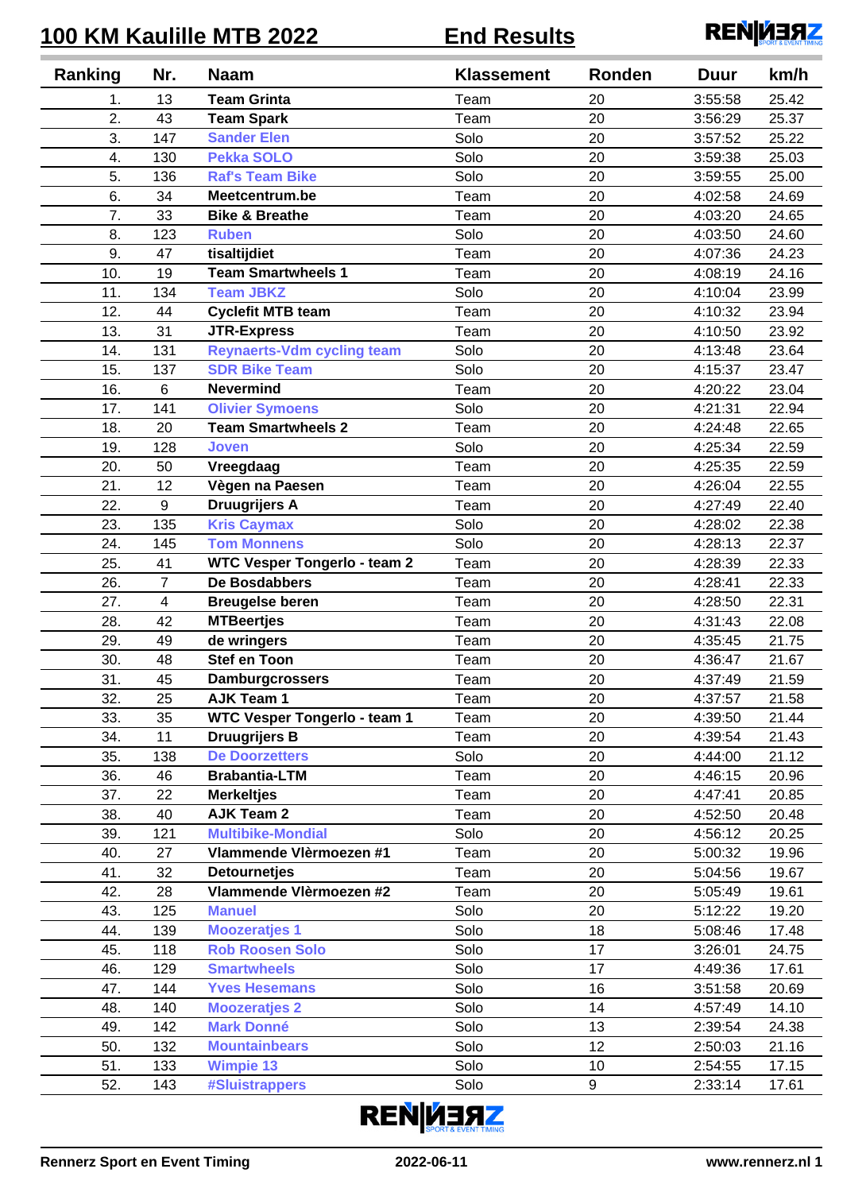# 100 KM Kaulille MTB 2022 — End Results

| Ranking | Nr. | Naam | Klassement | Ronden | Duur | km/h |
|---|---|---|---|---|---|---|
| 1. | 13 | **Team Grinta** | Team | 20 | 3:55:58 | 25.42 |
| 2. | 43 | **Team Spark** | Team | 20 | 3:56:29 | 25.37 |
| 3. | 147 | **Sander Elen** | Solo | 20 | 3:57:52 | 25.22 |
| 4. | 130 | **Pekka SOLO** | Solo | 20 | 3:59:38 | 25.03 |
| 5. | 136 | **Raf's Team Bike** | Solo | 20 | 3:59:55 | 25.00 |
| 6. | 34 | **Meetcentrum.be** | Team | 20 | 4:02:58 | 24.69 |
| 7. | 33 | **Bike & Breathe** | Team | 20 | 4:03:20 | 24.65 |
| 8. | 123 | **Ruben** | Solo | 20 | 4:03:50 | 24.60 |
| 9. | 47 | **tisaltijdiet** | Team | 20 | 4:07:36 | 24.23 |
| 10. | 19 | **Team Smartwheels 1** | Team | 20 | 4:08:19 | 24.16 |
| 11. | 134 | **Team JBKZ** | Solo | 20 | 4:10:04 | 23.99 |
| 12. | 44 | **Cyclefit MTB team** | Team | 20 | 4:10:32 | 23.94 |
| 13. | 31 | **JTR-Express** | Team | 20 | 4:10:50 | 23.92 |
| 14. | 131 | **Reynaerts-Vdm cycling team** | Solo | 20 | 4:13:48 | 23.64 |
| 15. | 137 | **SDR Bike Team** | Solo | 20 | 4:15:37 | 23.47 |
| 16. | 6 | **Nevermind** | Team | 20 | 4:20:22 | 23.04 |
| 17. | 141 | **Olivier Symoens** | Solo | 20 | 4:21:31 | 22.94 |
| 18. | 20 | **Team Smartwheels 2** | Team | 20 | 4:24:48 | 22.65 |
| 19. | 128 | **Joven** | Solo | 20 | 4:25:34 | 22.59 |
| 20. | 50 | **Vreegdaag** | Team | 20 | 4:25:35 | 22.59 |
| 21. | 12 | **Vègen na Paesen** | Team | 20 | 4:26:04 | 22.55 |
| 22. | 9 | **Druugrijers A** | Team | 20 | 4:27:49 | 22.40 |
| 23. | 135 | **Kris Caymax** | Solo | 20 | 4:28:02 | 22.38 |
| 24. | 145 | **Tom Monnens** | Solo | 20 | 4:28:13 | 22.37 |
| 25. | 41 | **WTC Vesper Tongerlo - team 2** | Team | 20 | 4:28:39 | 22.33 |
| 26. | 7 | **De Bosdabbers** | Team | 20 | 4:28:41 | 22.33 |
| 27. | 4 | **Breugelse beren** | Team | 20 | 4:28:50 | 22.31 |
| 28. | 42 | **MTBeertjes** | Team | 20 | 4:31:43 | 22.08 |
| 29. | 49 | **de wringers** | Team | 20 | 4:35:45 | 21.75 |
| 30. | 48 | **Stef en Toon** | Team | 20 | 4:36:47 | 21.67 |
| 31. | 45 | **Damburgcrossers** | Team | 20 | 4:37:49 | 21.59 |
| 32. | 25 | **AJK Team 1** | Team | 20 | 4:37:57 | 21.58 |
| 33. | 35 | **WTC Vesper Tongerlo - team 1** | Team | 20 | 4:39:50 | 21.44 |
| 34. | 11 | **Druugrijers B** | Team | 20 | 4:39:54 | 21.43 |
| 35. | 138 | **De Doorzetters** | Solo | 20 | 4:44:00 | 21.12 |
| 36. | 46 | **Brabantia-LTM** | Team | 20 | 4:46:15 | 20.96 |
| 37. | 22 | **Merkeltjes** | Team | 20 | 4:47:41 | 20.85 |
| 38. | 40 | **AJK Team 2** | Team | 20 | 4:52:50 | 20.48 |
| 39. | 121 | **Multibike-Mondial** | Solo | 20 | 4:56:12 | 20.25 |
| 40. | 27 | **Vlammende Vlèrmoezen #1** | Team | 20 | 5:00:32 | 19.96 |
| 41. | 32 | **Detournetjes** | Team | 20 | 5:04:56 | 19.67 |
| 42. | 28 | **Vlammende Vlèrmoezen #2** | Team | 20 | 5:05:49 | 19.61 |
| 43. | 125 | **Manuel** | Solo | 20 | 5:12:22 | 19.20 |
| 44. | 139 | **Moozeratjes 1** | Solo | 18 | 5:08:46 | 17.48 |
| 45. | 118 | **Rob Roosen Solo** | Solo | 17 | 3:26:01 | 24.75 |
| 46. | 129 | **Smartwheels** | Solo | 17 | 4:49:36 | 17.61 |
| 47. | 144 | **Yves Hesemans** | Solo | 16 | 3:51:58 | 20.69 |
| 48. | 140 | **Moozeratjes 2** | Solo | 14 | 4:57:49 | 14.10 |
| 49. | 142 | **Mark Donné** | Solo | 13 | 2:39:54 | 24.38 |
| 50. | 132 | **Mountainbears** | Solo | 12 | 2:50:03 | 21.16 |
| 51. | 133 | **Wimpie 13** | Solo | 10 | 2:54:55 | 17.15 |
| 52. | 143 | **#Sluistrappers** | Solo | 9 | 2:33:14 | 17.61 |

Rennerz Sport en Event Timing — 2022-06-11 — www.rennerz.nl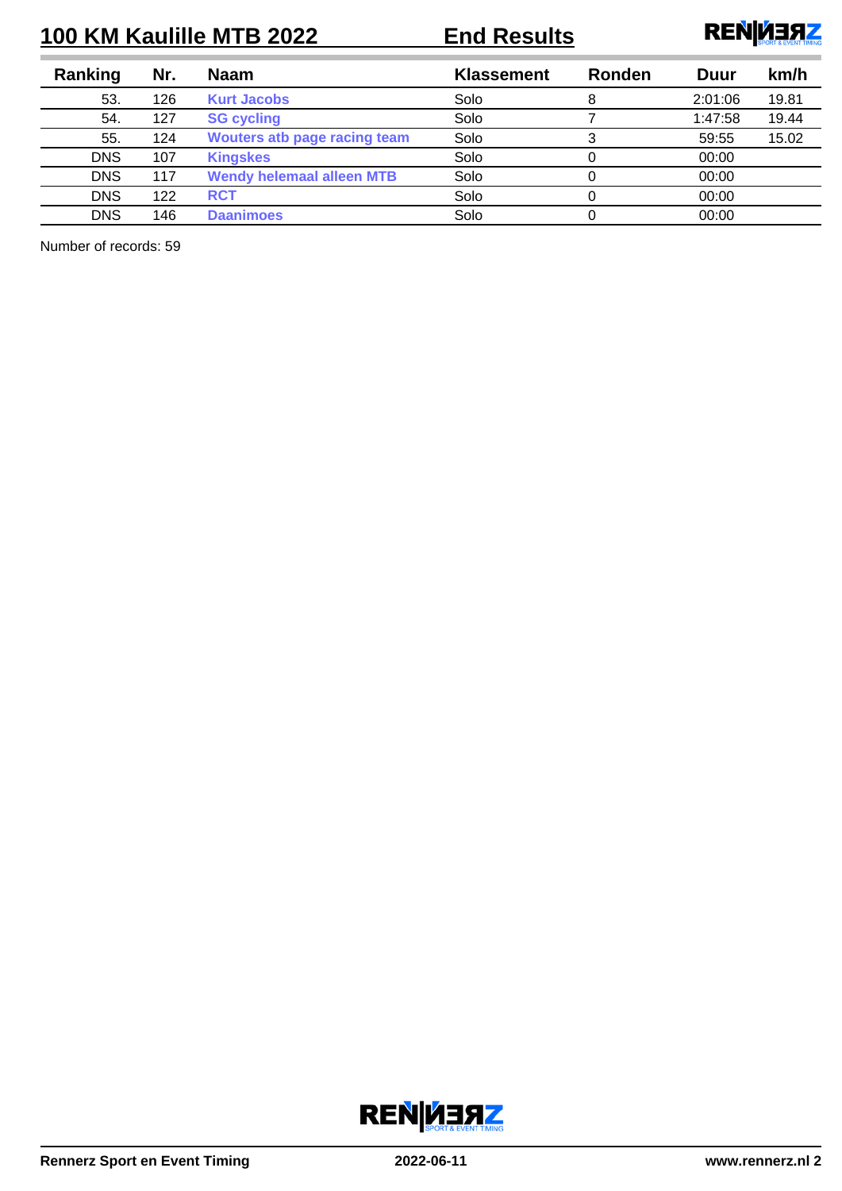## 100 KM Kaulille MTB 2022 — End Results

| Ranking | Nr. | Naam | Klassement | Ronden | Duur | km/h |
|---|---|---|---|---|---|---|
| 53. | 126 | **Kurt Jacobs** | Solo | 8 | 2:01:06 | 19.81 |
| 54. | 127 | **SG cycling** | Solo | 7 | 1:47:58 | 19.44 |
| 55. | 124 | **Wouters atb page racing team** | Solo | 3 | 59:55 | 15.02 |
| DNS | 107 | **Kingskes** | Solo | 0 | 00:00 | |
| DNS | 117 | **Wendy helemaal alleen MTB** | Solo | 0 | 00:00 | |
| DNS | 122 | **RCT** | Solo | 0 | 00:00 | |
| DNS | 146 | **Daanimoes** | Solo | 0 | 00:00 | |

Number of records: 59